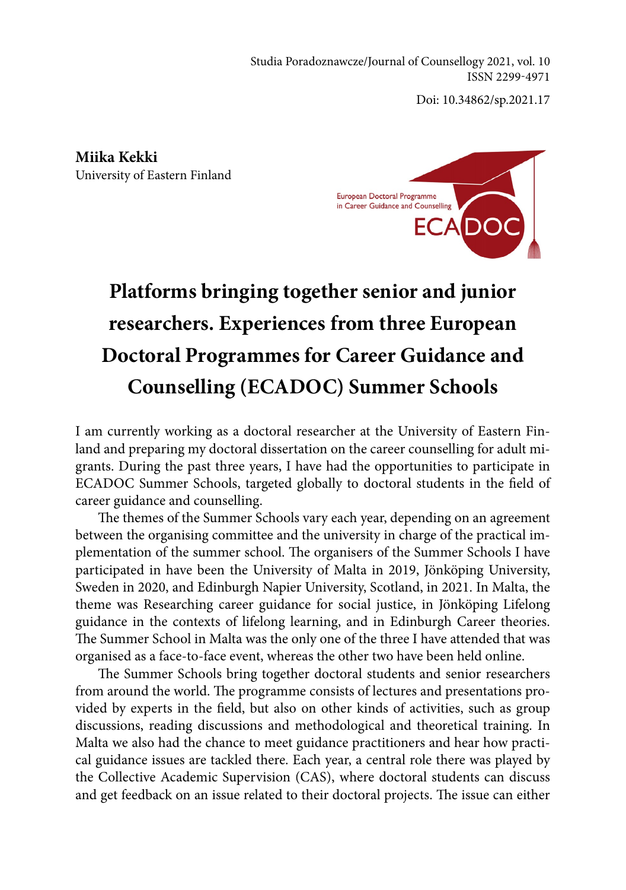Studia Poradoznawcze/Journal of Counsellogy 2021, vol. 10
ISSN 2299-4971

Doi: 10.34862/sp.2021.17

**Miika Kekki**
University of Eastern Finland

European Doctoral Programme in Career Guidance and Counselling
ECADOC

# Platforms bringing together senior and junior researchers. Experiences from three European Doctoral Programmes for Career Guidance and Counselling (ECADOC) Summer Schools

I am currently working as a doctoral researcher at the University of Eastern Finland and preparing my doctoral dissertation on the career counselling for adult migrants. During the past three years, I have had the opportunities to participate in ECADOC Summer Schools, targeted globally to doctoral students in the field of career guidance and counselling.

The themes of the Summer Schools vary each year, depending on an agreement between the organising committee and the university in charge of the practical implementation of the summer school. The organisers of the Summer Schools I have participated in have been the University of Malta in 2019, Jönköping University, Sweden in 2020, and Edinburgh Napier University, Scotland, in 2021. In Malta, the theme was Researching career guidance for social justice, in Jönköping Lifelong guidance in the contexts of lifelong learning, and in Edinburgh Career theories. The Summer School in Malta was the only one of the three I have attended that was organised as a face-to-face event, whereas the other two have been held online.

The Summer Schools bring together doctoral students and senior researchers from around the world. The programme consists of lectures and presentations provided by experts in the field, but also on other kinds of activities, such as group discussions, reading discussions and methodological and theoretical training. In Malta we also had the chance to meet guidance practitioners and hear how practical guidance issues are tackled there. Each year, a central role there was played by the Collective Academic Supervision (CAS), where doctoral students can discuss and get feedback on an issue related to their doctoral projects. The issue can either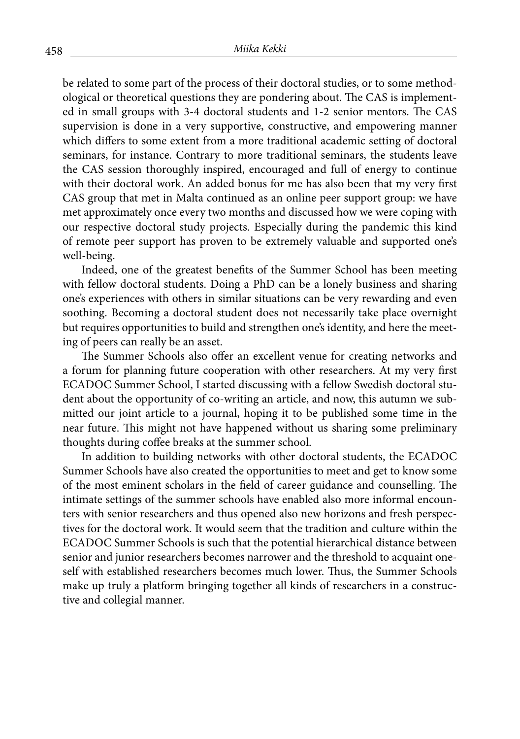be related to some part of the process of their doctoral studies, or to some methodological or theoretical questions they are pondering about. The CAS is implemented in small groups with 3-4 doctoral students and 1-2 senior mentors. The CAS supervision is done in a very supportive, constructive, and empowering manner which differs to some extent from a more traditional academic setting of doctoral seminars, for instance. Contrary to more traditional seminars, the students leave the CAS session thoroughly inspired, encouraged and full of energy to continue with their doctoral work. An added bonus for me has also been that my very first CAS group that met in Malta continued as an online peer support group: we have met approximately once every two months and discussed how we were coping with our respective doctoral study projects. Especially during the pandemic this kind of remote peer support has proven to be extremely valuable and supported one's well-being.

Indeed, one of the greatest benefits of the Summer School has been meeting with fellow doctoral students. Doing a PhD can be a lonely business and sharing one's experiences with others in similar situations can be very rewarding and even soothing. Becoming a doctoral student does not necessarily take place overnight but requires opportunities to build and strengthen one's identity, and here the meeting of peers can really be an asset.

The Summer Schools also offer an excellent venue for creating networks and a forum for planning future cooperation with other researchers. At my very first ECADOC Summer School, I started discussing with a fellow Swedish doctoral student about the opportunity of co-writing an article, and now, this autumn we submitted our joint article to a journal, hoping it to be published some time in the near future. This might not have happened without us sharing some preliminary thoughts during coffee breaks at the summer school.

In addition to building networks with other doctoral students, the ECADOC Summer Schools have also created the opportunities to meet and get to know some of the most eminent scholars in the field of career guidance and counselling. The intimate settings of the summer schools have enabled also more informal encounters with senior researchers and thus opened also new horizons and fresh perspectives for the doctoral work. It would seem that the tradition and culture within the ECADOC Summer Schools is such that the potential hierarchical distance between senior and junior researchers becomes narrower and the threshold to acquaint oneself with established researchers becomes much lower. Thus, the Summer Schools make up truly a platform bringing together all kinds of researchers in a constructive and collegial manner.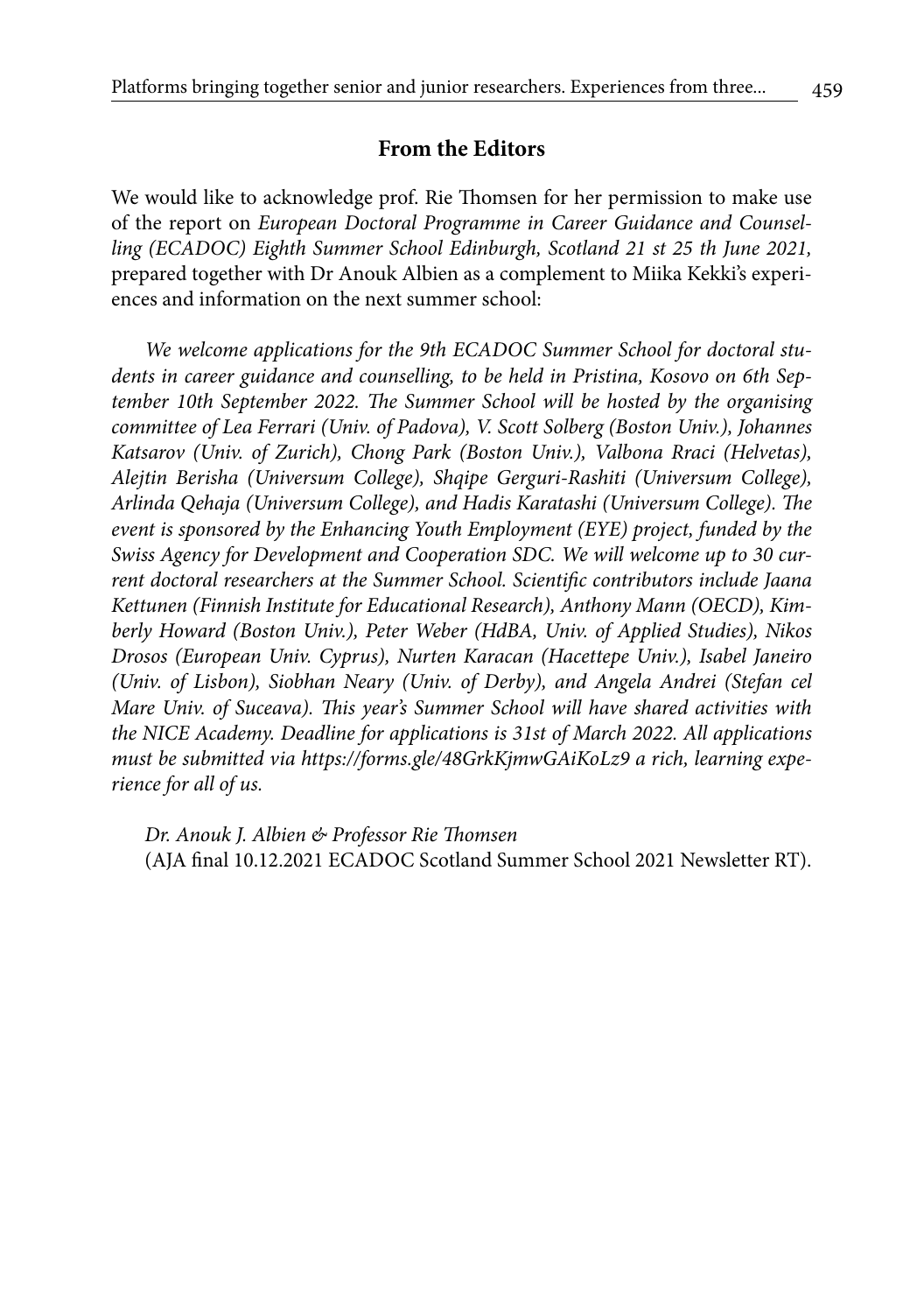## From the Editors

We would like to acknowledge prof. Rie Thomsen for her permission to make use of the report on *European Doctoral Programme in Career Guidance and Counselling (ECADOC) Eighth Summer School Edinburgh, Scotland 21 st 25 th June 2021,* prepared together with Dr Anouk Albien as a complement to Miika Kekki's experiences and information on the next summer school:

*We welcome applications for the 9th ECADOC Summer School for doctoral students in career guidance and counselling, to be held in Pristina, Kosovo on 6th September 10th September 2022. The Summer School will be hosted by the organising committee of Lea Ferrari (Univ. of Padova), V. Scott Solberg (Boston Univ.), Johannes Katsarov (Univ. of Zurich), Chong Park (Boston Univ.), Valbona Rraci (Helvetas), Alejtin Berisha (Universum College), Shqipe Gerguri-Rashiti (Universum College), Arlinda Qehaja (Universum College), and Hadis Karatashi (Universum College). The event is sponsored by the Enhancing Youth Employment (EYE) project, funded by the Swiss Agency for Development and Cooperation SDC. We will welcome up to 30 current doctoral researchers at the Summer School. Scientific contributors include Jaana Kettunen (Finnish Institute for Educational Research), Anthony Mann (OECD), Kimberly Howard (Boston Univ.), Peter Weber (HdBA, Univ. of Applied Studies), Nikos Drosos (European Univ. Cyprus), Nurten Karacan (Hacettepe Univ.), Isabel Janeiro (Univ. of Lisbon), Siobhan Neary (Univ. of Derby), and Angela Andrei (Stefan cel Mare Univ. of Suceava). This year's Summer School will have shared activities with the NICE Academy. Deadline for applications is 31st of March 2022. All applications must be submitted via https://forms.gle/48GrkKjmwGAiKoLz9 a rich, learning experience for all of us.*

*Dr. Anouk J. Albien & Professor Rie Thomsen*
(AJA final 10.12.2021 ECADOC Scotland Summer School 2021 Newsletter RT).